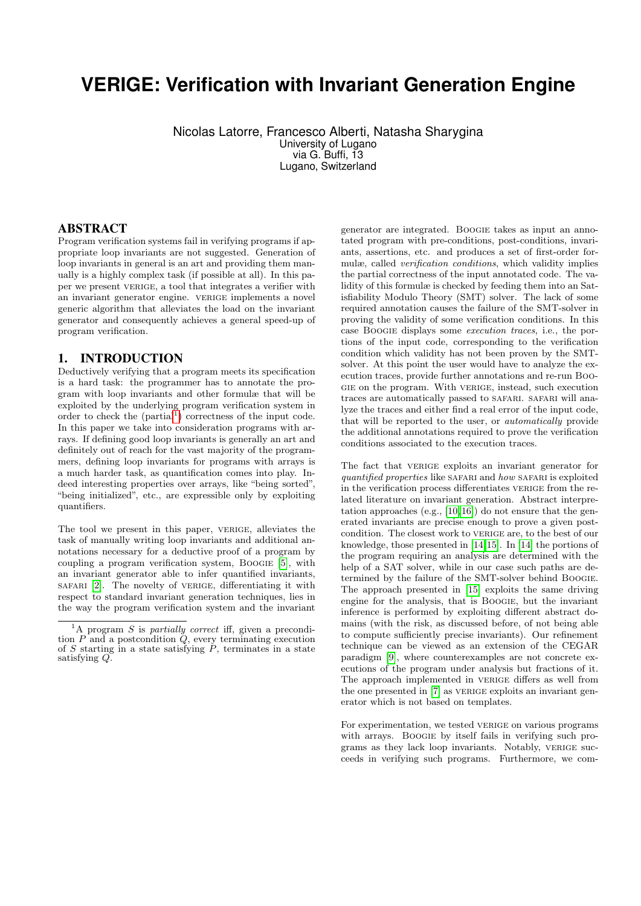# VERIGE: Verification with Invariant Generation Engine

Nicolas Latorre, Francesco Alberti, Natasha Sharygina
University of Lugano
via G. Buffi, 13
Lugano, Switzerland

## ABSTRACT

Program verification systems fail in verifying programs if appropriate loop invariants are not suggested. Generation of loop invariants in general is an art and providing them manually is a highly complex task (if possible at all). In this paper we present VERIGE, a tool that integrates a verifier with an invariant generator engine. VERIGE implements a novel generic algorithm that alleviates the load on the invariant generator and consequently achieves a general speed-up of program verification.

## 1. INTRODUCTION

Deductively verifying that a program meets its specification is a hard task: the programmer has to annotate the program with loop invariants and other formulæ that will be exploited by the underlying program verification system in order to check the (partial[1]) correctness of the input code. In this paper we take into consideration programs with arrays. If defining good loop invariants is generally an art and definitely out of reach for the vast majority of the programmers, defining loop invariants for programs with arrays is a much harder task, as quantification comes into play. Indeed interesting properties over arrays, like "being sorted", "being initialized", etc., are expressible only by exploiting quantifiers.

The tool we present in this paper, VERIGE, alleviates the task of manually writing loop invariants and additional annotations necessary for a deductive proof of a program by coupling a program verification system, BOOGIE [5], with an invariant generator able to infer quantified invariants, SAFARI [2]. The novelty of VERIGE, differentiating it with respect to standard invariant generation techniques, lies in the way the program verification system and the invariant generator are integrated. BOOGIE takes as input an annotated program with pre-conditions, post-conditions, invariants, assertions, etc. and produces a set of first-order formulæ, called *verification conditions*, which validity implies the partial correctness of the input annotated code. The validity of this formulæ is checked by feeding them into an Satisfiability Modulo Theory (SMT) solver. The lack of some required annotation causes the failure of the SMT-solver in proving the validity of some verification conditions. In this case BOOGIE displays some *execution traces*, i.e., the portions of the input code, corresponding to the verification condition which validity has not been proven by the SMT-solver. At this point the user would have to analyze the execution traces, provide further annotations and re-run BOOGIE on the program. With VERIGE, instead, such execution traces are automatically passed to SAFARI. SAFARI will analyze the traces and either find a real error of the input code, that will be reported to the user, or *automatically* provide the additional annotations required to prove the verification conditions associated to the execution traces.

The fact that VERIGE exploits an invariant generator for *quantified properties* like SAFARI and *how* SAFARI is exploited in the verification process differentiates VERIGE from the related literature on invariant generation. Abstract interpretation approaches (e.g., [10, 16]) do not ensure that the generated invariants are precise enough to prove a given postcondition. The closest work to VERIGE are, to the best of our knowledge, those presented in [14, 15]. In [14] the portions of the program requiring an analysis are determined with the help of a SAT solver, while in our case such paths are determined by the failure of the SMT-solver behind BOOGIE. The approach presented in [15] exploits the same driving engine for the analysis, that is BOOGIE, but the invariant inference is performed by exploiting different abstract domains (with the risk, as discussed before, of not being able to compute sufficiently precise invariants). Our refinement technique can be viewed as an extension of the CEGAR paradigm [9], where counterexamples are not concrete executions of the program under analysis but fractions of it. The approach implemented in VERIGE differs as well from the one presented in [7] as VERIGE exploits an invariant generator which is not based on templates.

For experimentation, we tested VERIGE on various programs with arrays. BOOGIE by itself fails in verifying such programs as they lack loop invariants. Notably, VERIGE succeeds in verifying such programs. Furthermore, we com-

[1] A program $S$ is *partially correct* iff, given a precondition $P$ and a postcondition $Q$, every terminating execution of $S$ starting in a state satisfying $P$, terminates in a state satisfying $Q$.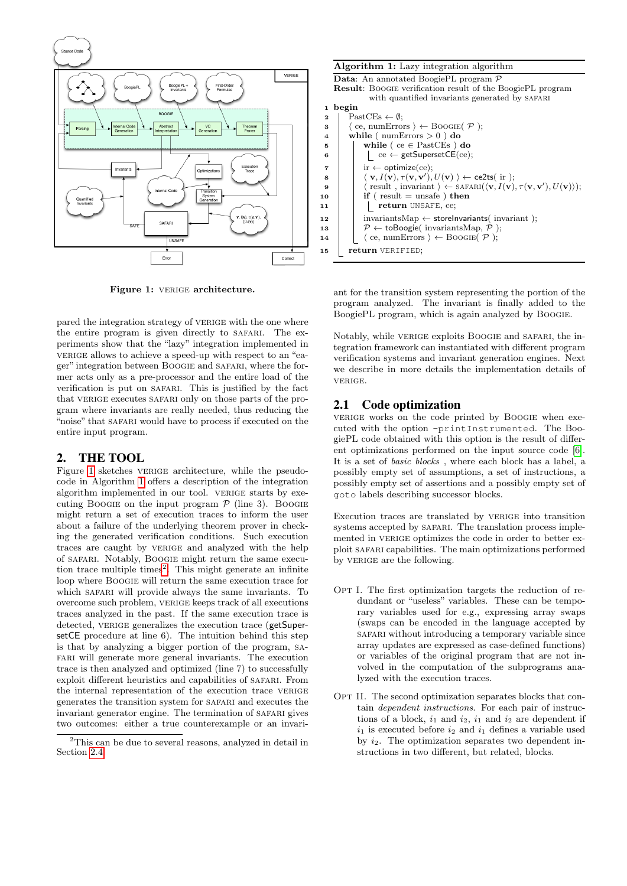**Figure 1:** VERIGE **architecture.**

pared the integration strategy of VERIGE with the one where the entire program is given directly to SAFARI. The experiments show that the "lazy" integration implemented in VERIGE allows to achieve a speed-up with respect to an "eager" integration between BOOGIE and SAFARI, where the former acts only as a pre-processor and the entire load of the verification is put on SAFARI. This is justified by the fact that VERIGE executes SAFARI only on those parts of the program where invariants are really needed, thus reducing the "noise" that SAFARI would have to process if executed on the entire input program.

## 2. THE TOOL

Figure 1 sketches VERIGE architecture, while the pseudocode in Algorithm 1 offers a description of the integration algorithm implemented in our tool. VERIGE starts by executing BOOGIE on the input program $\mathcal{P}$ (line 3). BOOGIE might return a set of execution traces to inform the user about a failure of the underlying theorem prover in checking the generated verification conditions. Such execution traces are caught by VERIGE and analyzed with the help of SAFARI. Notably, BOOGIE might return the same execution trace multiple times[2]. This might generate an infinite loop where BOOGIE will return the same execution trace for which SAFARI will provide always the same invariants. To overcome such problem, VERIGE keeps track of all executions traces analyzed in the past. If the same execution trace is detected, VERIGE generalizes the execution trace (getSupersetCE procedure at line 6). The intuition behind this step is that by analyzing a bigger portion of the program, SAFARI will generate more general invariants. The execution trace is then analyzed and optimized (line 7) to successfully exploit different heuristics and capabilities of SAFARI. From the internal representation of the execution trace VERIGE generates the transition system for SAFARI and executes the invariant generator engine. The termination of SAFARI gives two outcomes: either a true counterexample or an invariant for the transition system representing the portion of the program analyzed. The invariant is finally added to the BoogiePL program, which is again analyzed by BOOGIE.

[2]This can be due to several reasons, analyzed in detail in Section 2.4

**Algorithm 1:** Lazy integration algorithm

**Data**: An annotated BoogiePL program $\mathcal{P}$
**Result**: BOOGIE verification result of the BoogiePL program with quantified invariants generated by SAFARI

```
1  begin
2    PastCEs ← ∅;
3    ⟨ ce, numErrors ⟩ ← BOOGIE( P );
4    while ( numErrors > 0 ) do
5      while ( ce ∈ PastCEs ) do
6        ce ← getSupersetCE(ce);
7      ir ← optimize(ce);
8      ⟨ v, I(v), τ(v, v'), U(v) ⟩ ← ce2ts( ir );
9      ⟨ result , invariant ⟩ ← SAFARI(⟨v, I(v), τ(v, v'), U(v)⟩);
10     if ( result = unsafe ) then
11       return UNSAFE, ce;
12     invariantsMap ← storeInvariants( invariant );
13     P ← toBoogie( invariantsMap, P );
14     ⟨ ce, numErrors ⟩ ← BOOGIE( P );
15   return VERIFIED;
```

Notably, while VERIGE exploits BOOGIE and SAFARI, the integration framework can instantiated with different program verification systems and invariant generation engines. Next we describe in more details the implementation details of VERIGE.

### 2.1 Code optimization

VERIGE works on the code printed by BOOGIE when executed with the option `-printInstrumented`. The BoogiePL code obtained with this option is the result of different optimizations performed on the input source code [6]. It is a set of *basic blocks* , where each block has a label, a possibly empty set of assumptions, a set of instructions, a possibly empty set of assertions and a possibly empty set of `goto` labels describing successor blocks.

Execution traces are translated by VERIGE into transition systems accepted by SAFARI. The translation process implemented in VERIGE optimizes the code in order to better exploit SAFARI capabilities. The main optimizations performed by VERIGE are the following.

OPT I. The first optimization targets the reduction of redundant or "useless" variables. These can be temporary variables used for e.g., expressing array swaps (swaps can be encoded in the language accepted by SAFARI without introducing a temporary variable since array updates are expressed as case-defined functions) or variables of the original program that are not involved in the computation of the subprograms analyzed with the execution traces.

OPT II. The second optimization separates blocks that contain *dependent instructions*. For each pair of instructions of a block, $i_1$ and $i_2$, $i_1$ and $i_2$ are dependent if $i_1$ is executed before $i_2$ and $i_1$ defines a variable used by $i_2$. The optimization separates two dependent instructions in two different, but related, blocks.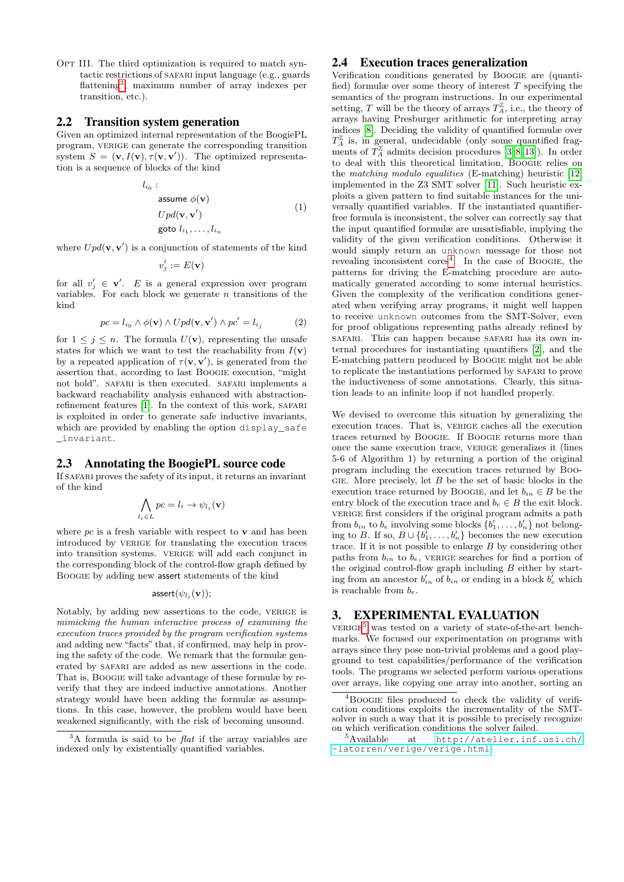OPT III. The third optimization is required to match syntactic restrictions of SAFARI input language (e.g., guards flattening[3], maximum number of array indexes per transition, etc.).

## 2.2 Transition system generation

Given an optimized internal representation of the BoogiePL program, VERIGE can generate the corresponding transition system $S = (\mathbf{v}, I(\mathbf{v}), \tau(\mathbf{v}, \mathbf{v}'))$. The optimized representation is a sequence of blocks of the kind

$$
\begin{aligned}
& l_{i_0}: \\
& \quad \textsf{assume } \phi(\mathbf{v}) \\
& \quad Upd(\mathbf{v}, \mathbf{v}') \\
& \quad \textsf{goto } l_{i_1}, \ldots, l_{i_n}
\end{aligned} \tag{1}
$$

where $Upd(\mathbf{v}, \mathbf{v}')$ is a conjunction of statements of the kind

$$v_j' := E(\mathbf{v})$$

for all $v_j' \in \mathbf{v}'$. $E$ is a general expression over program variables. For each block we generate $n$ transitions of the kind

$$pc = l_{i_0} \wedge \phi(\mathbf{v}) \wedge Upd(\mathbf{v}, \mathbf{v}') \wedge pc' = l_{i_j} \tag{2}$$

for $1 \leq j \leq n$. The formula $U(\mathbf{v})$, representing the unsafe states for which we want to test the reachability from $I(\mathbf{v})$ by a repeated application of $\tau(\mathbf{v}, \mathbf{v}')$, is generated from the assertion that, according to last BOOGIE execution, "might not hold". SAFARI is then executed. SAFARI implements a backward reachability analysis enhanced with abstraction-refinement features [1]. In the context of this work, SAFARI is exploited in order to generate safe inductive invariants, which are provided by enabling the option `display_safe_invariant`.

## 2.3 Annotating the BoogiePL source code

If SAFARI proves the safety of its input, it returns an invariant of the kind

$$\bigwedge_{l_i \in L} pc = l_i \rightarrow \psi_{l_i}(\mathbf{v})$$

where $pc$ is a fresh variable with respect to $\mathbf{v}$ and has been introduced by VERIGE for translating the execution traces into transition systems. VERIGE will add each conjunct in the corresponding block of the control-flow graph defined by BOOGIE by adding new **assert** statements of the kind

$$\textsf{assert}(\psi_{l_i}(\mathbf{v}));$$

Notably, by adding new assertions to the code, VERIGE is *mimicking the human interactive process of examining the execution traces provided by the program verification systems* and adding new "facts" that, if confirmed, may help in proving the safety of the code. We remark that the formulæ generated by SAFARI are added as new assertions in the code. That is, BOOGIE will take advantage of these formulæ by re-verify that they are indeed inductive annotations. Another strategy would have been adding the formulæ as assumptions. In this case, however, the problem would have been weakened significantly, with the risk of becoming unsound.

## 2.4 Execution traces generalization

Verification conditions generated by BOOGIE are (quantified) formulæ over some theory of interest $T$ specifying the semantics of the program instructions. In our experimental setting, $T$ will be the theory of arrays $T_A^{\mathbb{Z}}$, i.e., the theory of arrays having Presburger arithmetic for interpreting array indices [8]. Deciding the validity of quantified formulæ over $T_A^{\mathbb{Z}}$ is, in general, undecidable (only some quantified fragments of $T_A^{\mathbb{Z}}$ admits decision procedures [3, 8, 13]). In order to deal with this theoretical limitation, BOOGIE relies on the *matching modulo equalities* (E-matching) heuristic [12] implemented in the Z3 SMT solver [11]. Such heuristic exploits a given pattern to find suitable instances for the universally quantified variables. If the instantiated quantifier-free formula is inconsistent, the solver can correctly say that the input quantified formulæ are unsatisfiable, implying the validity of the given verification conditions. Otherwise it would simply return an `unknown` message for those not revealing inconsistent cores[4]. In the case of BOOGIE, the patterns for driving the E-matching procedure are automatically generated according to some internal heuristics. Given the complexity of the verification conditions generated when verifying array programs, it might well happen to receive `unknown` outcomes from the SMT-Solver, even for proof obligations representing paths already refined by SAFARI. This can happen because SAFARI has its own internal procedures for instantiating quantifiers [2], and the E-matching pattern produced by BOOGIE might not be able to replicate the instantiations performed by SAFARI to prove the inductiveness of some annotations. Clearly, this situation leads to an infinite loop if not handled properly.

We devised to overcome this situation by generalizing the execution traces. That is, VERIGE caches all the execution traces returned by BOOGIE. If BOOGIE returns more than once the same execution trace, VERIGE generalizes it (lines 5-6 of Algorithm 1) by returning a portion of the original program including the execution traces returned by BOOGIE. More precisely, let $B$ be the set of basic blocks in the execution trace returned by BOOGIE, and let $b_{in} \in B$ be the entry block of the execution trace and $b_e \in B$ the exit block. VERIGE first considers if the original program admits a path from $b_{in}$ to $b_e$ involving some blocks $\{b_1', \ldots, b_n'\}$ not belonging to $B$. If so, $B \cup \{b_1', \ldots, b_n'\}$ becomes the new execution trace. If it is not possible to enlarge $B$ by considering other paths from $b_{in}$ to $b_e$, VERIGE searches for find a portion of the original control-flow graph including $B$ either by starting from an ancestor $b_{in}'$ of $b_{in}$ or ending in a block $b_e'$ which is reachable from $b_e$.

# 3. EXPERIMENTAL EVALUATION

VERIGE[5] was tested on a variety of state-of-the-art benchmarks. We focused our experimentation on programs with arrays since they pose non-trivial problems and a good playground to test capabilities/performance of the verification tools. The programs we selected perform various operations over arrays, like copying one array into another, sorting an

---

[3] A formula is said to be *flat* if the array variables are indexed only by existentially quantified variables.

[4] BOOGIE files produced to check the validity of verification conditions exploits the incrementality of the SMT-solver in such a way that it is possible to precisely recognize on which verification conditions the solver failed.

[5] Available at http://atelier.inf.usi.ch/~latorren/verige/verige.html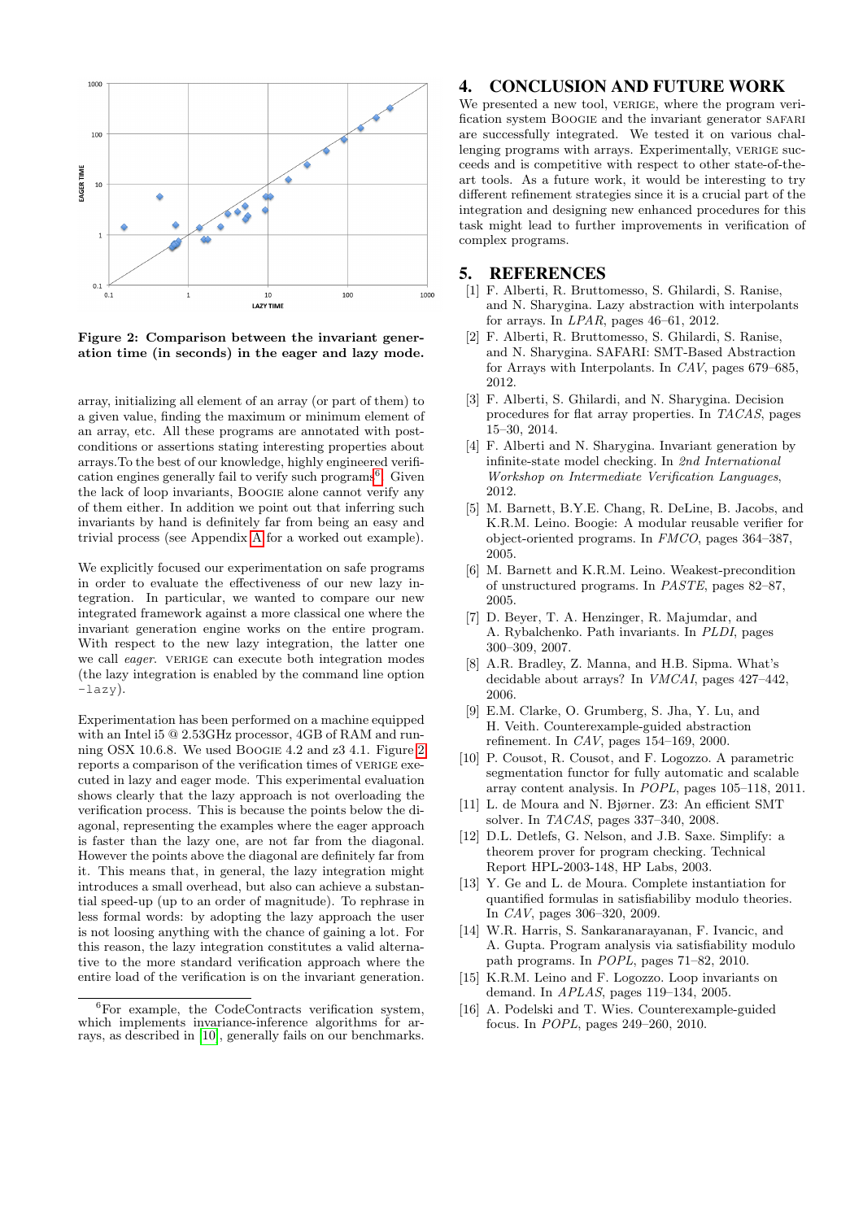Figure 2: Comparison between the invariant generation time (in seconds) in the eager and lazy mode.

array, initializing all element of an array (or part of them) to a given value, finding the maximum or minimum element of an array, etc. All these programs are annotated with post-conditions or assertions stating interesting properties about arrays.To the best of our knowledge, highly engineered verification engines generally fail to verify such programs[6]. Given the lack of loop invariants, BOOGIE alone cannot verify any of them either. In addition we point out that inferring such invariants by hand is definitely far from being an easy and trivial process (see Appendix A for a worked out example).

We explicitly focused our experimentation on safe programs in order to evaluate the effectiveness of our new lazy integration. In particular, we wanted to compare our new integrated framework against a more classical one where the invariant generation engine works on the entire program. With respect to the new lazy integration, the latter one we call *eager*. VERIGE can execute both integration modes (the lazy integration is enabled by the command line option `-lazy`).

Experimentation has been performed on a machine equipped with an Intel i5 @ 2.53GHz processor, 4GB of RAM and running OSX 10.6.8. We used BOOGIE 4.2 and z3 4.1. Figure 2 reports a comparison of the verification times of VERIGE executed in lazy and eager mode. This experimental evaluation shows clearly that the lazy approach is not overloading the verification process. This is because the points below the diagonal, representing the examples where the eager approach is faster than the lazy one, are not far from the diagonal. However the points above the diagonal are definitely far from it. This means that, in general, the lazy integration might introduces a small overhead, but also can achieve a substantial speed-up (up to an order of magnitude). To rephrase in less formal words: by adopting the lazy approach the user is not loosing anything with the chance of gaining a lot. For this reason, the lazy integration constitutes a valid alternative to the more standard verification approach where the entire load of the verification is on the invariant generation.

[6]For example, the CodeContracts verification system, which implements invariance-inference algorithms for arrays, as described in [10], generally fails on our benchmarks.

# 4. CONCLUSION AND FUTURE WORK

We presented a new tool, VERIGE, where the program verification system BOOGIE and the invariant generator SAFARI are successfully integrated. We tested it on various challenging programs with arrays. Experimentally, VERIGE succeeds and is competitive with respect to other state-of-the-art tools. As a future work, it would be interesting to try different refinement strategies since it is a crucial part of the integration and designing new enhanced procedures for this task might lead to further improvements in verification of complex programs.

# 5. REFERENCES

[1] F. Alberti, R. Bruttomesso, S. Ghilardi, S. Ranise, and N. Sharygina. Lazy abstraction with interpolants for arrays. In *LPAR*, pages 46–61, 2012.

[2] F. Alberti, R. Bruttomesso, S. Ghilardi, S. Ranise, and N. Sharygina. SAFARI: SMT-Based Abstraction for Arrays with Interpolants. In *CAV*, pages 679–685, 2012.

[3] F. Alberti, S. Ghilardi, and N. Sharygina. Decision procedures for flat array properties. In *TACAS*, pages 15–30, 2014.

[4] F. Alberti and N. Sharygina. Invariant generation by infinite-state model checking. In *2nd International Workshop on Intermediate Verification Languages*, 2012.

[5] M. Barnett, B.Y.E. Chang, R. DeLine, B. Jacobs, and K.R.M. Leino. Boogie: A modular reusable verifier for object-oriented programs. In *FMCO*, pages 364–387, 2005.

[6] M. Barnett and K.R.M. Leino. Weakest-precondition of unstructured programs. In *PASTE*, pages 82–87, 2005.

[7] D. Beyer, T. A. Henzinger, R. Majumdar, and A. Rybalchenko. Path invariants. In *PLDI*, pages 300–309, 2007.

[8] A.R. Bradley, Z. Manna, and H.B. Sipma. What's decidable about arrays? In *VMCAI*, pages 427–442, 2006.

[9] E.M. Clarke, O. Grumberg, S. Jha, Y. Lu, and H. Veith. Counterexample-guided abstraction refinement. In *CAV*, pages 154–169, 2000.

[10] P. Cousot, R. Cousot, and F. Logozzo. A parametric segmentation functor for fully automatic and scalable array content analysis. In *POPL*, pages 105–118, 2011.

[11] L. de Moura and N. Bjørner. Z3: An efficient SMT solver. In *TACAS*, pages 337–340, 2008.

[12] D.L. Detlefs, G. Nelson, and J.B. Saxe. Simplify: a theorem prover for program checking. Technical Report HPL-2003-148, HP Labs, 2003.

[13] Y. Ge and L. de Moura. Complete instantiation for quantified formulas in satisfiabiliby modulo theories. In *CAV*, pages 306–320, 2009.

[14] W.R. Harris, S. Sankaranarayanan, F. Ivancic, and A. Gupta. Program analysis via satisfiability modulo path programs. In *POPL*, pages 71–82, 2010.

[15] K.R.M. Leino and F. Logozzo. Loop invariants on demand. In *APLAS*, pages 119–134, 2005.

[16] A. Podelski and T. Wies. Counterexample-guided focus. In *POPL*, pages 249–260, 2010.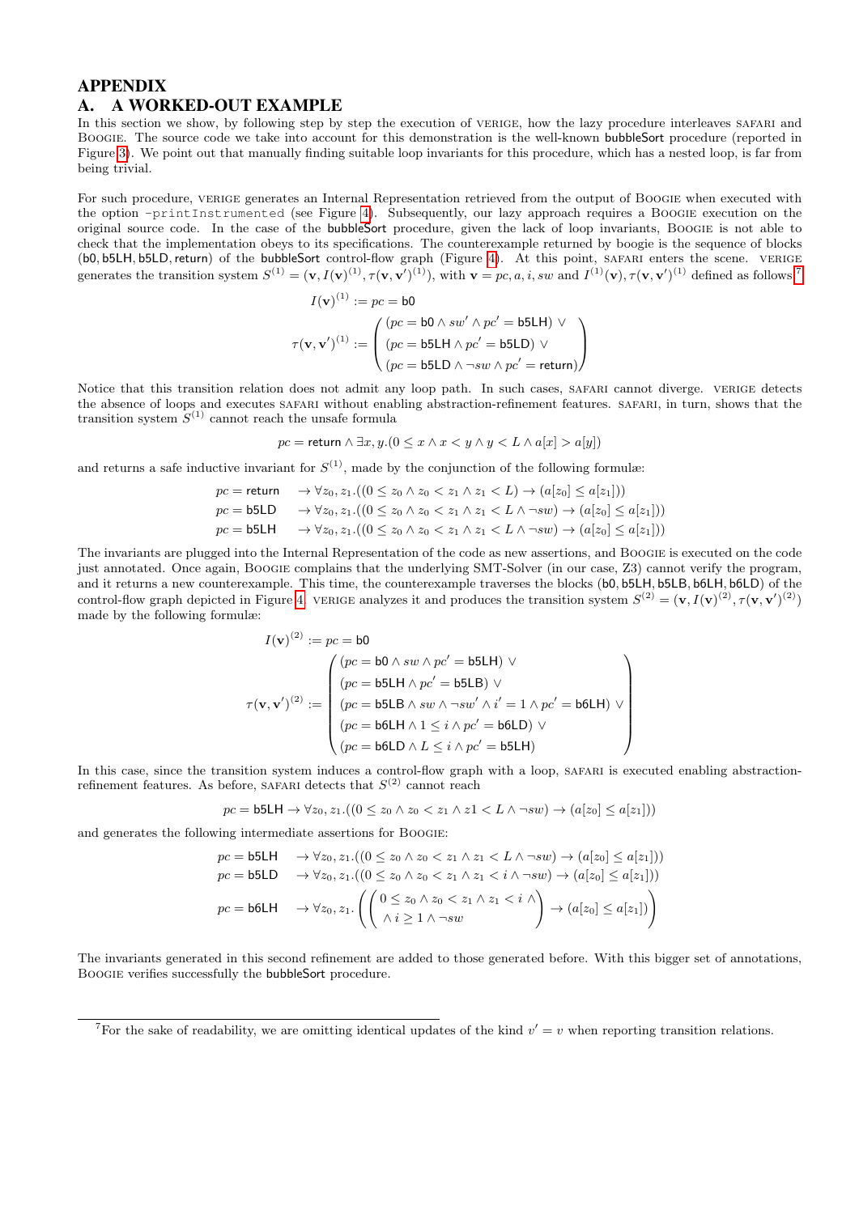# APPENDIX

## A. A WORKED-OUT EXAMPLE

In this section we show, by following step by step the execution of VERIGE, how the lazy procedure interleaves SAFARI and BOOGIE. The source code we take into account for this demonstration is the well-known bubbleSort procedure (reported in Figure 3). We point out that manually finding suitable loop invariants for this procedure, which has a nested loop, is far from being trivial.

For such procedure, VERIGE generates an Internal Representation retrieved from the output of BOOGIE when executed with the option -printInstrumented (see Figure 4). Subsequently, our lazy approach requires a BOOGIE execution on the original source code. In the case of the bubbleSort procedure, given the lack of loop invariants, BOOGIE is not able to check that the implementation obeys to its specifications. The counterexample returned by boogie is the sequence of blocks (b0, b5LH, b5LD, return) of the bubbleSort control-flow graph (Figure 4). At this point, SAFARI enters the scene. VERIGE generates the transition system $S^{(1)} = (\mathbf{v}, I(\mathbf{v})^{(1)}, \tau(\mathbf{v}, \mathbf{v}')^{(1)})$, with $\mathbf{v} = pc, a, i, sw$ and $I^{(1)}(\mathbf{v}), \tau(\mathbf{v}, \mathbf{v}')^{(1)}$ defined as follows:[7]

$$I(\mathbf{v})^{(1)} := pc = \mathsf{b0}$$

$$\tau(\mathbf{v}, \mathbf{v}')^{(1)} := \begin{pmatrix} (pc = \mathsf{b0} \wedge sw' \wedge pc' = \mathsf{b5LH}) \vee \\ (pc = \mathsf{b5LH} \wedge pc' = \mathsf{b5LD}) \vee \\ (pc = \mathsf{b5LD} \wedge \neg sw \wedge pc' = \mathsf{return}) \end{pmatrix}$$

Notice that this transition relation does not admit any loop path. In such cases, SAFARI cannot diverge. VERIGE detects the absence of loops and executes SAFARI without enabling abstraction-refinement features. SAFARI, in turn, shows that the transition system $S^{(1)}$ cannot reach the unsafe formula

$$pc = \mathsf{return} \wedge \exists x, y.(0 \leq x \wedge x < y \wedge y < L \wedge a[x] > a[y])$$

and returns a safe inductive invariant for $S^{(1)}$, made by the conjunction of the following formulæ:

$$\begin{array}{ll} pc = \mathsf{return} & \rightarrow \forall z_0, z_1.((0 \leq z_0 \wedge z_0 < z_1 \wedge z_1 < L) \rightarrow (a[z_0] \leq a[z_1])) \\ pc = \mathsf{b5LD} & \rightarrow \forall z_0, z_1.((0 \leq z_0 \wedge z_0 < z_1 \wedge z_1 < L \wedge \neg sw) \rightarrow (a[z_0] \leq a[z_1])) \\ pc = \mathsf{b5LH} & \rightarrow \forall z_0, z_1.((0 \leq z_0 \wedge z_0 < z_1 \wedge z_1 < L \wedge \neg sw) \rightarrow (a[z_0] \leq a[z_1])) \end{array}$$

The invariants are plugged into the Internal Representation of the code as new assertions, and BOOGIE is executed on the code just annotated. Once again, BOOGIE complains that the underlying SMT-Solver (in our case, Z3) cannot verify the program, and it returns a new counterexample. This time, the counterexample traverses the blocks (b0, b5LH, b5LB, b6LH, b6LD) of the control-flow graph depicted in Figure 4. VERIGE analyzes it and produces the transition system $S^{(2)} = (\mathbf{v}, I(\mathbf{v})^{(2)}, \tau(\mathbf{v}, \mathbf{v}')^{(2)})$ made by the following formulæ:

$$I(\mathbf{v})^{(2)} := pc = \mathsf{b0}$$

$$\tau(\mathbf{v}, \mathbf{v}')^{(2)} := \begin{pmatrix} (pc = \mathsf{b0} \wedge sw \wedge pc' = \mathsf{b5LH}) \vee \\ (pc = \mathsf{b5LH} \wedge pc' = \mathsf{b5LB}) \vee \\ (pc = \mathsf{b5LB} \wedge sw \wedge \neg sw' \wedge i' = 1 \wedge pc' = \mathsf{b6LH}) \vee \\ (pc = \mathsf{b6LH} \wedge 1 \leq i \wedge pc' = \mathsf{b6LD}) \vee \\ (pc = \mathsf{b6LD} \wedge L \leq i \wedge pc' = \mathsf{b5LH}) \end{pmatrix}$$

In this case, since the transition system induces a control-flow graph with a loop, SAFARI is executed enabling abstraction-refinement features. As before, SAFARI detects that $S^{(2)}$ cannot reach

$$pc = \mathsf{b5LH} \rightarrow \forall z_0, z_1.((0 \leq z_0 \wedge z_0 < z_1 \wedge z1 < L \wedge \neg sw) \rightarrow (a[z_0] \leq a[z_1]))$$

and generates the following intermediate assertions for BOOGIE:

$$\begin{array}{ll} pc = \mathsf{b5LH} & \rightarrow \forall z_0, z_1.((0 \leq z_0 \wedge z_0 < z_1 \wedge z_1 < L \wedge \neg sw) \rightarrow (a[z_0] \leq a[z_1])) \\ pc = \mathsf{b5LD} & \rightarrow \forall z_0, z_1.((0 \leq z_0 \wedge z_0 < z_1 \wedge z_1 < i \wedge \neg sw) \rightarrow (a[z_0] \leq a[z_1])) \\ pc = \mathsf{b6LH} & \rightarrow \forall z_0, z_1.\left(\begin{pmatrix} 0 \leq z_0 \wedge z_0 < z_1 \wedge z_1 < i \wedge \\ \wedge\, i \geq 1 \wedge \neg sw \end{pmatrix} \rightarrow (a[z_0] \leq a[z_1])\right) \end{array}$$

The invariants generated in this second refinement are added to those generated before. With this bigger set of annotations, BOOGIE verifies successfully the bubbleSort procedure.

---

[7] For the sake of readability, we are omitting identical updates of the kind $v' = v$ when reporting transition relations.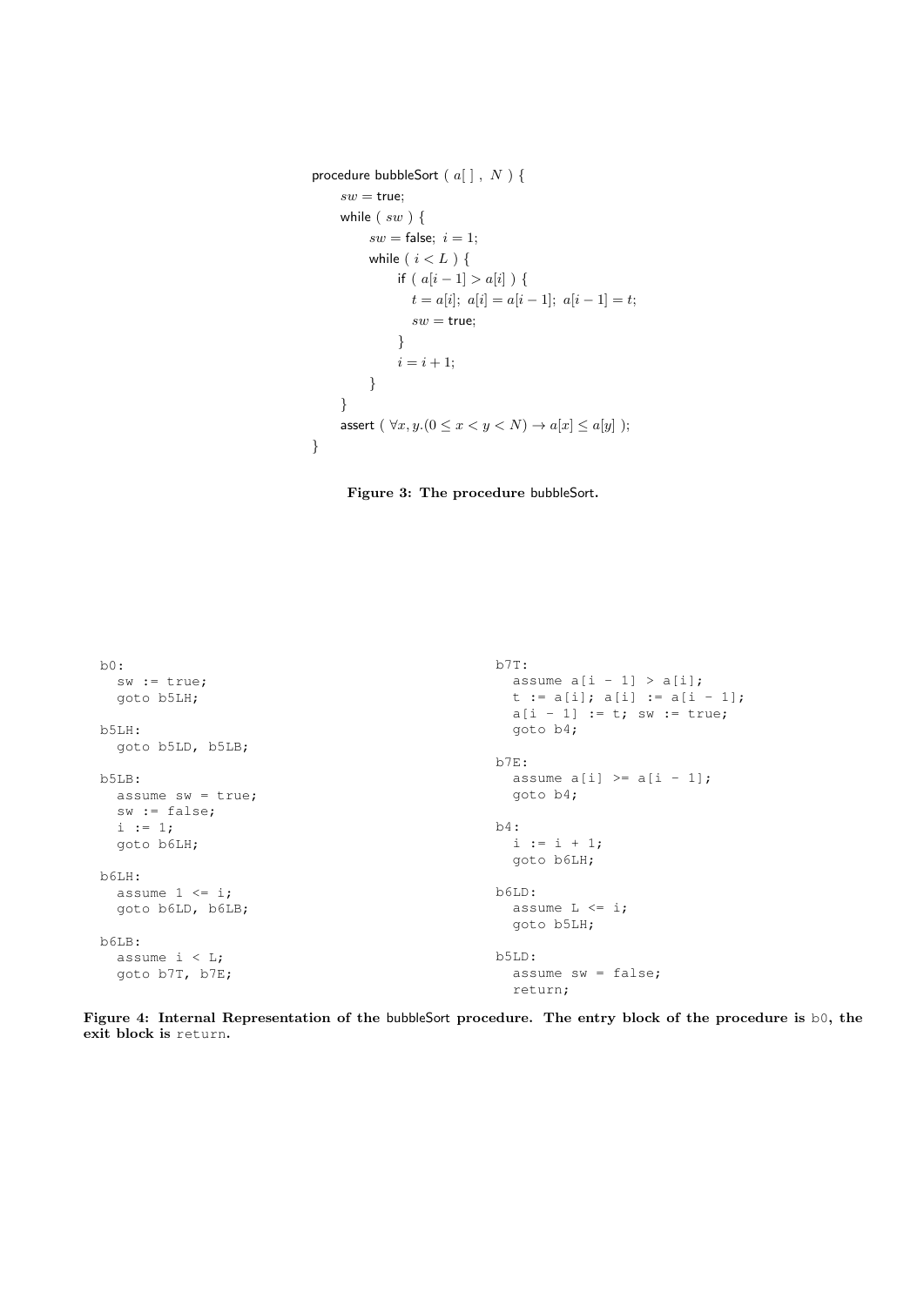```
procedure bubbleSort ( a[ ] , N ) {
    sw = true;
    while ( sw ) {
        sw = false; i = 1;
        while ( i < L ) {
            if ( a[i − 1] > a[i] ) {
                t = a[i]; a[i] = a[i − 1]; a[i − 1] = t;
                sw = true;
            }
            i = i + 1;
        }
    }
    assert ( ∀x, y.(0 ≤ x < y < N) → a[x] ≤ a[y] );
}
```

**Figure 3: The procedure bubbleSort.**

```
b0:
  sw := true;
  goto b5LH;

b5LH:
  goto b5LD, b5LB;

b5LB:
  assume sw = true;
  sw := false;
  i := 1;
  goto b6LH;

b6LH:
  assume 1 <= i;
  goto b6LD, b6LB;

b6LB:
  assume i < L;
  goto b7T, b7E;

b7T:
  assume a[i - 1] > a[i];
  t := a[i]; a[i] := a[i - 1];
  a[i - 1] := t; sw := true;
  goto b4;

b7E:
  assume a[i] >= a[i - 1];
  goto b4;

b4:
  i := i + 1;
  goto b6LH;

b6LD:
  assume L <= i;
  goto b5LH;

b5LD:
  assume sw = false;
  return;
```

**Figure 4: Internal Representation of the bubbleSort procedure. The entry block of the procedure is `b0`, the exit block is `return`.**